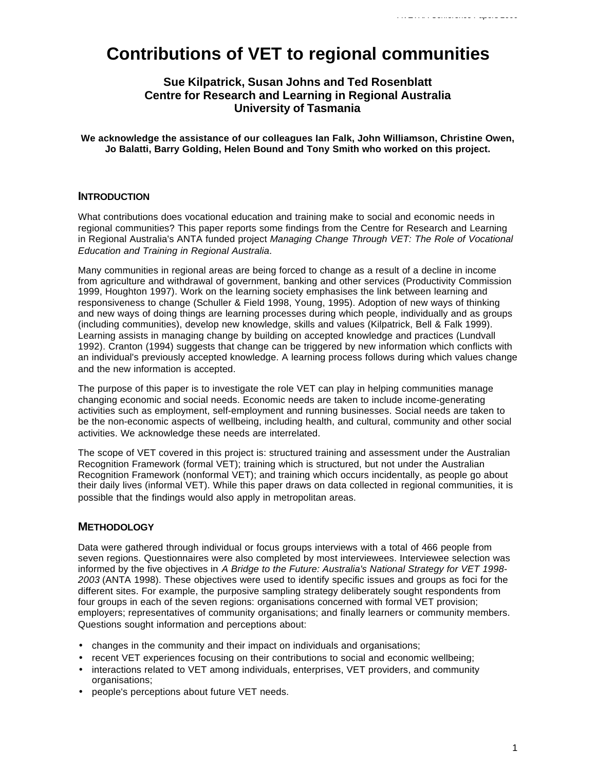# Contributions of VET to regional communities

**Sue Kilpatrick, Susan Johns and Ted Rosenblatt**
**Centre for Research and Learning in Regional Australia**
**University of Tasmania**

**We acknowledge the assistance of our colleagues Ian Falk, John Williamson, Christine Owen, Jo Balatti, Barry Golding, Helen Bound and Tony Smith who worked on this project.**

## INTRODUCTION

What contributions does vocational education and training make to social and economic needs in regional communities? This paper reports some findings from the Centre for Research and Learning in Regional Australia's ANTA funded project *Managing Change Through VET: The Role of Vocational Education and Training in Regional Australia*.

Many communities in regional areas are being forced to change as a result of a decline in income from agriculture and withdrawal of government, banking and other services (Productivity Commission 1999, Houghton 1997). Work on the learning society emphasises the link between learning and responsiveness to change (Schuller & Field 1998, Young, 1995). Adoption of new ways of thinking and new ways of doing things are learning processes during which people, individually and as groups (including communities), develop new knowledge, skills and values (Kilpatrick, Bell & Falk 1999). Learning assists in managing change by building on accepted knowledge and practices (Lundvall 1992). Cranton (1994) suggests that change can be triggered by new information which conflicts with an individual's previously accepted knowledge. A learning process follows during which values change and the new information is accepted.

The purpose of this paper is to investigate the role VET can play in helping communities manage changing economic and social needs. Economic needs are taken to include income-generating activities such as employment, self-employment and running businesses. Social needs are taken to be the non-economic aspects of wellbeing, including health, and cultural, community and other social activities. We acknowledge these needs are interrelated.

The scope of VET covered in this project is: structured training and assessment under the Australian Recognition Framework (formal VET); training which is structured, but not under the Australian Recognition Framework (nonformal VET); and training which occurs incidentally, as people go about their daily lives (informal VET). While this paper draws on data collected in regional communities, it is possible that the findings would also apply in metropolitan areas.

## METHODOLOGY

Data were gathered through individual or focus groups interviews with a total of 466 people from seven regions. Questionnaires were also completed by most interviewees. Interviewee selection was informed by the five objectives in *A Bridge to the Future: Australia's National Strategy for VET 1998-2003* (ANTA 1998). These objectives were used to identify specific issues and groups as foci for the different sites. For example, the purposive sampling strategy deliberately sought respondents from four groups in each of the seven regions: organisations concerned with formal VET provision; employers; representatives of community organisations; and finally learners or community members. Questions sought information and perceptions about:

- changes in the community and their impact on individuals and organisations;
- recent VET experiences focusing on their contributions to social and economic wellbeing;
- interactions related to VET among individuals, enterprises, VET providers, and community organisations;
- people's perceptions about future VET needs.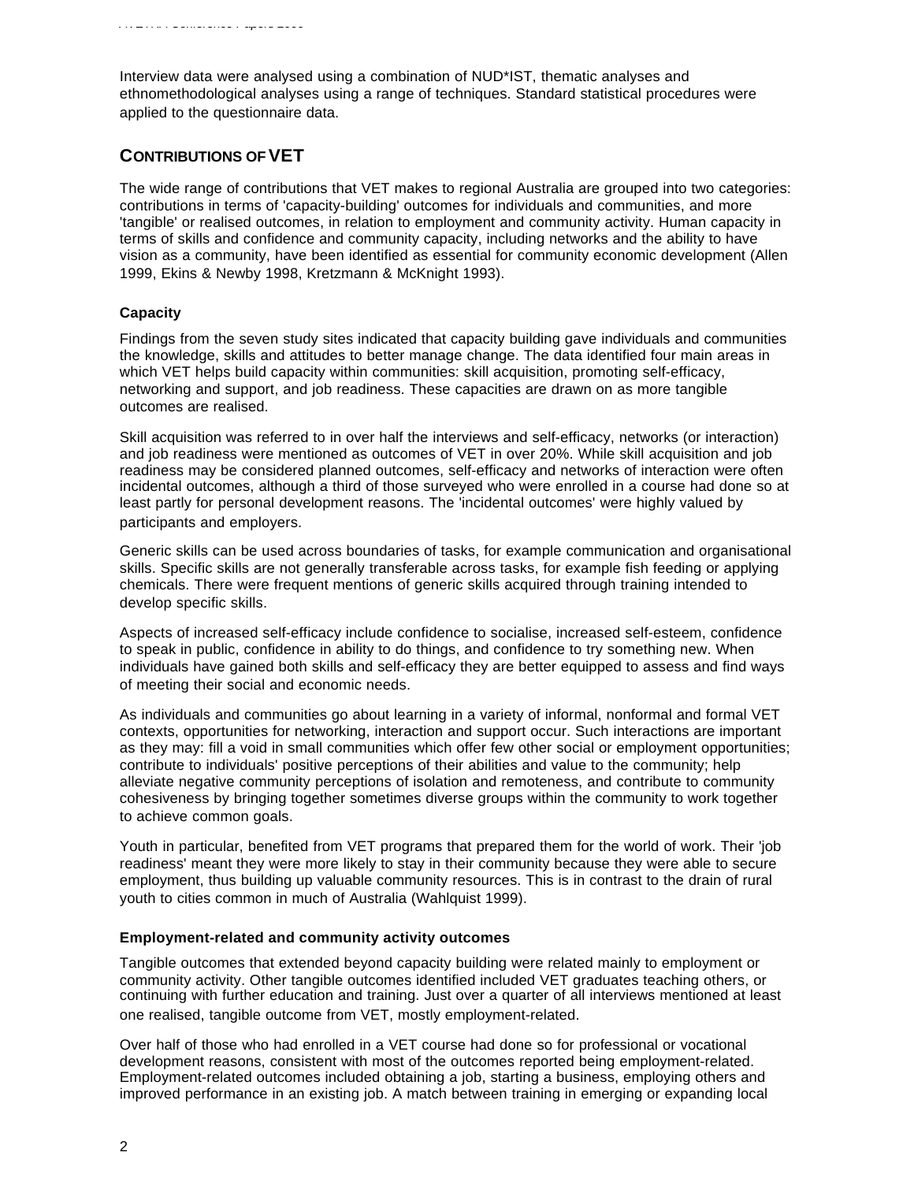Interview data were analysed using a combination of NUD*IST, thematic analyses and ethnomethodological analyses using a range of techniques. Standard statistical procedures were applied to the questionnaire data.

## CONTRIBUTIONS OF VET

The wide range of contributions that VET makes to regional Australia are grouped into two categories: contributions in terms of 'capacity-building' outcomes for individuals and communities, and more 'tangible' or realised outcomes, in relation to employment and community activity. Human capacity in terms of skills and confidence and community capacity, including networks and the ability to have vision as a community, have been identified as essential for community economic development (Allen 1999, Ekins & Newby 1998, Kretzmann & McKnight 1993).

### Capacity

Findings from the seven study sites indicated that capacity building gave individuals and communities the knowledge, skills and attitudes to better manage change. The data identified four main areas in which VET helps build capacity within communities: skill acquisition, promoting self-efficacy, networking and support, and job readiness. These capacities are drawn on as more tangible outcomes are realised.

Skill acquisition was referred to in over half the interviews and self-efficacy, networks (or interaction) and job readiness were mentioned as outcomes of VET in over 20%. While skill acquisition and job readiness may be considered planned outcomes, self-efficacy and networks of interaction were often incidental outcomes, although a third of those surveyed who were enrolled in a course had done so at least partly for personal development reasons. The 'incidental outcomes' were highly valued by participants and employers.

Generic skills can be used across boundaries of tasks, for example communication and organisational skills. Specific skills are not generally transferable across tasks, for example fish feeding or applying chemicals. There were frequent mentions of generic skills acquired through training intended to develop specific skills.

Aspects of increased self-efficacy include confidence to socialise, increased self-esteem, confidence to speak in public, confidence in ability to do things, and confidence to try something new. When individuals have gained both skills and self-efficacy they are better equipped to assess and find ways of meeting their social and economic needs.

As individuals and communities go about learning in a variety of informal, nonformal and formal VET contexts, opportunities for networking, interaction and support occur. Such interactions are important as they may: fill a void in small communities which offer few other social or employment opportunities; contribute to individuals' positive perceptions of their abilities and value to the community; help alleviate negative community perceptions of isolation and remoteness, and contribute to community cohesiveness by bringing together sometimes diverse groups within the community to work together to achieve common goals.

Youth in particular, benefited from VET programs that prepared them for the world of work. Their 'job readiness' meant they were more likely to stay in their community because they were able to secure employment, thus building up valuable community resources. This is in contrast to the drain of rural youth to cities common in much of Australia (Wahlquist 1999).

### Employment-related and community activity outcomes

Tangible outcomes that extended beyond capacity building were related mainly to employment or community activity. Other tangible outcomes identified included VET graduates teaching others, or continuing with further education and training. Just over a quarter of all interviews mentioned at least one realised, tangible outcome from VET, mostly employment-related.

Over half of those who had enrolled in a VET course had done so for professional or vocational development reasons, consistent with most of the outcomes reported being employment-related. Employment-related outcomes included obtaining a job, starting a business, employing others and improved performance in an existing job. A match between training in emerging or expanding local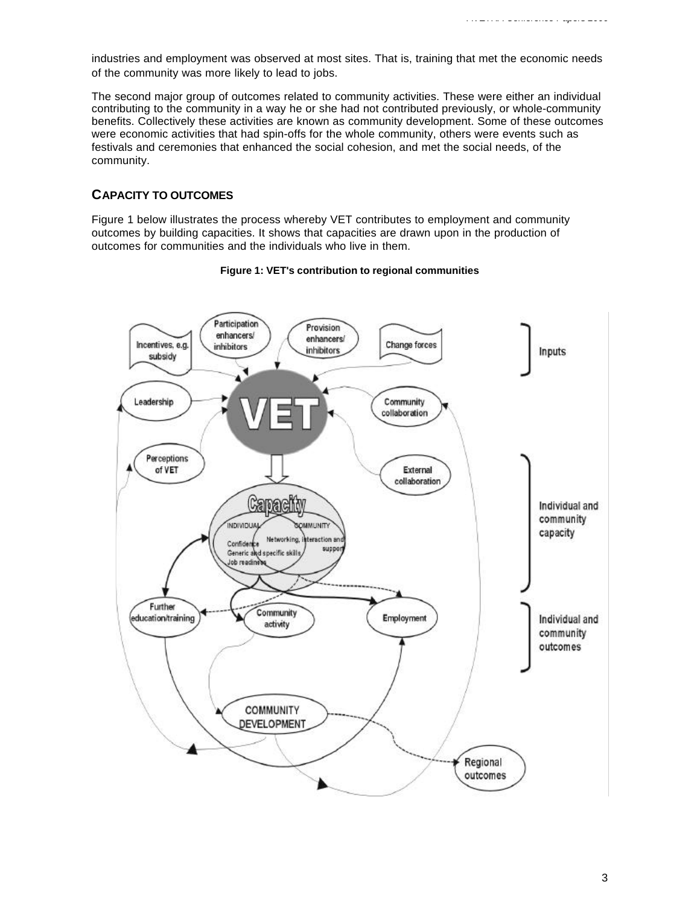industries and employment was observed at most sites. That is, training that met the economic needs of the community was more likely to lead to jobs.

The second major group of outcomes related to community activities. These were either an individual contributing to the community in a way he or she had not contributed previously, or whole-community benefits. Collectively these activities are known as community development. Some of these outcomes were economic activities that had spin-offs for the whole community, others were events such as festivals and ceremonies that enhanced the social cohesion, and met the social needs, of the community.

## CAPACITY TO OUTCOMES

Figure 1 below illustrates the process whereby VET contributes to employment and community outcomes by building capacities. It shows that capacities are drawn upon in the production of outcomes for communities and the individuals who live in them.

**Figure 1: VET's contribution to regional communities**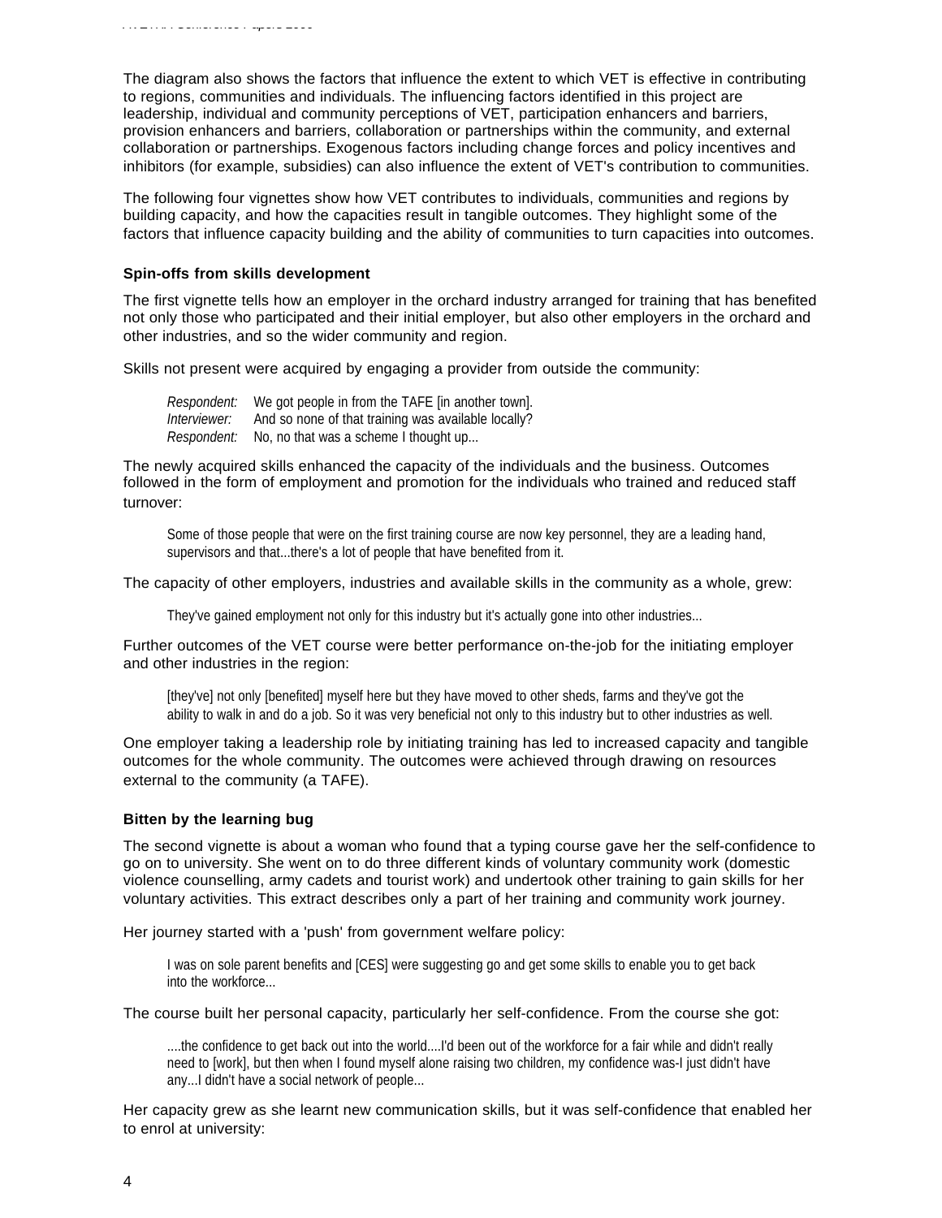The diagram also shows the factors that influence the extent to which VET is effective in contributing to regions, communities and individuals. The influencing factors identified in this project are leadership, individual and community perceptions of VET, participation enhancers and barriers, provision enhancers and barriers, collaboration or partnerships within the community, and external collaboration or partnerships. Exogenous factors including change forces and policy incentives and inhibitors (for example, subsidies) can also influence the extent of VET's contribution to communities.

The following four vignettes show how VET contributes to individuals, communities and regions by building capacity, and how the capacities result in tangible outcomes. They highlight some of the factors that influence capacity building and the ability of communities to turn capacities into outcomes.

**Spin-offs from skills development**

The first vignette tells how an employer in the orchard industry arranged for training that has benefited not only those who participated and their initial employer, but also other employers in the orchard and other industries, and so the wider community and region.

Skills not present were acquired by engaging a provider from outside the community:

> *Respondent:* We got people in from the TAFE [in another town].
> *Interviewer:* And so none of that training was available locally?
> *Respondent:* No, no that was a scheme I thought up...

The newly acquired skills enhanced the capacity of the individuals and the business. Outcomes followed in the form of employment and promotion for the individuals who trained and reduced staff turnover:

> Some of those people that were on the first training course are now key personnel, they are a leading hand, supervisors and that...there's a lot of people that have benefited from it.

The capacity of other employers, industries and available skills in the community as a whole, grew:

> They've gained employment not only for this industry but it's actually gone into other industries...

Further outcomes of the VET course were better performance on-the-job for the initiating employer and other industries in the region:

> [they've] not only [benefited] myself here but they have moved to other sheds, farms and they've got the ability to walk in and do a job. So it was very beneficial not only to this industry but to other industries as well.

One employer taking a leadership role by initiating training has led to increased capacity and tangible outcomes for the whole community. The outcomes were achieved through drawing on resources external to the community (a TAFE).

**Bitten by the learning bug**

The second vignette is about a woman who found that a typing course gave her the self-confidence to go on to university. She went on to do three different kinds of voluntary community work (domestic violence counselling, army cadets and tourist work) and undertook other training to gain skills for her voluntary activities. This extract describes only a part of her training and community work journey.

Her journey started with a 'push' from government welfare policy:

> I was on sole parent benefits and [CES] were suggesting go and get some skills to enable you to get back into the workforce...

The course built her personal capacity, particularly her self-confidence. From the course she got:

> ....the confidence to get back out into the world....I'd been out of the workforce for a fair while and didn't really need to [work], but then when I found myself alone raising two children, my confidence was-I just didn't have any...I didn't have a social network of people...

Her capacity grew as she learnt new communication skills, but it was self-confidence that enabled her to enrol at university: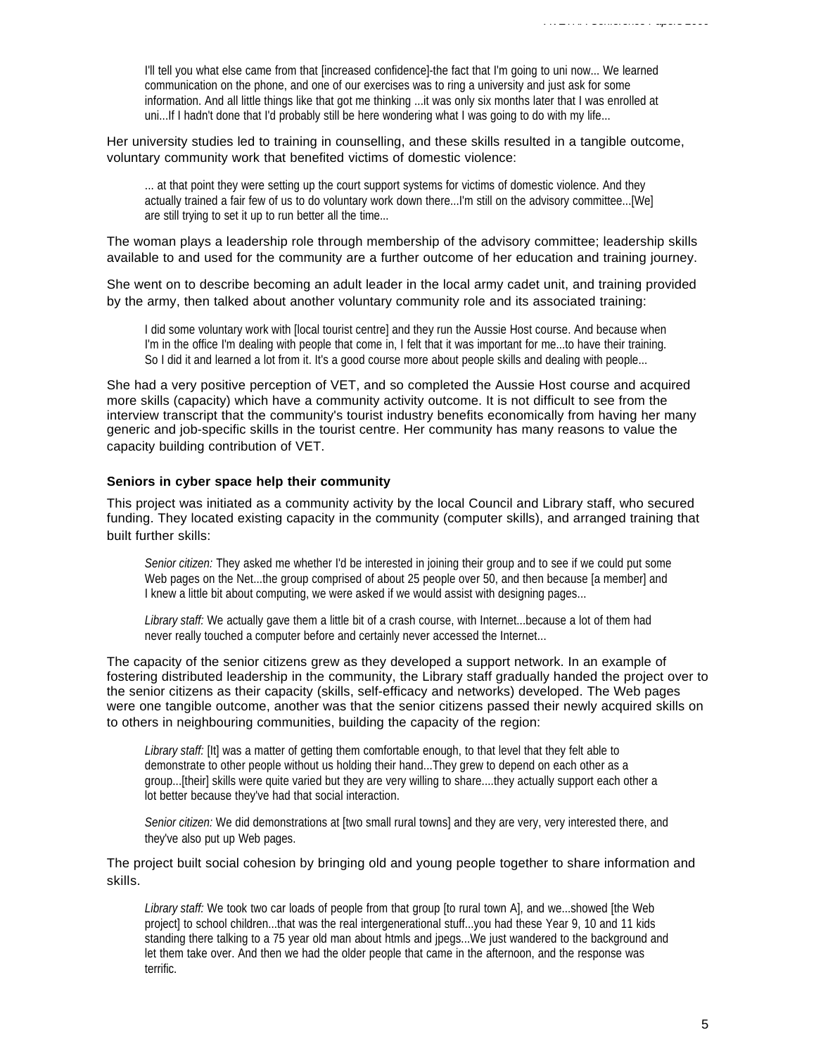> I'll tell you what else came from that [increased confidence]-the fact that I'm going to uni now... We learned communication on the phone, and one of our exercises was to ring a university and just ask for some information. And all little things like that got me thinking ...it was only six months later that I was enrolled at uni...If I hadn't done that I'd probably still be here wondering what I was going to do with my life...

Her university studies led to training in counselling, and these skills resulted in a tangible outcome, voluntary community work that benefited victims of domestic violence:

> ... at that point they were setting up the court support systems for victims of domestic violence. And they actually trained a fair few of us to do voluntary work down there...I'm still on the advisory committee...[We] are still trying to set it up to run better all the time...

The woman plays a leadership role through membership of the advisory committee; leadership skills available to and used for the community are a further outcome of her education and training journey.

She went on to describe becoming an adult leader in the local army cadet unit, and training provided by the army, then talked about another voluntary community role and its associated training:

> I did some voluntary work with [local tourist centre] and they run the Aussie Host course. And because when I'm in the office I'm dealing with people that come in, I felt that it was important for me...to have their training. So I did it and learned a lot from it. It's a good course more about people skills and dealing with people...

She had a very positive perception of VET, and so completed the Aussie Host course and acquired more skills (capacity) which have a community activity outcome. It is not difficult to see from the interview transcript that the community's tourist industry benefits economically from having her many generic and job-specific skills in the tourist centre. Her community has many reasons to value the capacity building contribution of VET.

**Seniors in cyber space help their community**

This project was initiated as a community activity by the local Council and Library staff, who secured funding. They located existing capacity in the community (computer skills), and arranged training that built further skills:

> *Senior citizen:* They asked me whether I'd be interested in joining their group and to see if we could put some Web pages on the Net...the group comprised of about 25 people over 50, and then because [a member] and I knew a little bit about computing, we were asked if we would assist with designing pages...
>
> *Library staff:* We actually gave them a little bit of a crash course, with Internet...because a lot of them had never really touched a computer before and certainly never accessed the Internet...

The capacity of the senior citizens grew as they developed a support network. In an example of fostering distributed leadership in the community, the Library staff gradually handed the project over to the senior citizens as their capacity (skills, self-efficacy and networks) developed. The Web pages were one tangible outcome, another was that the senior citizens passed their newly acquired skills on to others in neighbouring communities, building the capacity of the region:

> *Library staff:* [It] was a matter of getting them comfortable enough, to that level that they felt able to demonstrate to other people without us holding their hand...They grew to depend on each other as a group...[their] skills were quite varied but they are very willing to share....they actually support each other a lot better because they've had that social interaction.
>
> *Senior citizen:* We did demonstrations at [two small rural towns] and they are very, very interested there, and they've also put up Web pages.

The project built social cohesion by bringing old and young people together to share information and skills.

> *Library staff:* We took two car loads of people from that group [to rural town A], and we...showed [the Web project] to school children...that was the real intergenerational stuff...you had these Year 9, 10 and 11 kids standing there talking to a 75 year old man about htmls and jpegs...We just wandered to the background and let them take over. And then we had the older people that came in the afternoon, and the response was terrific.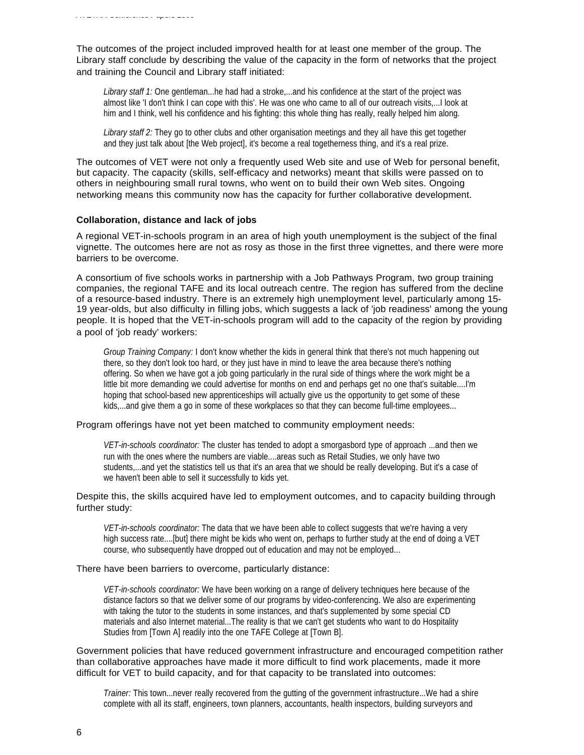The outcomes of the project included improved health for at least one member of the group. The Library staff conclude by describing the value of the capacity in the form of networks that the project and training the Council and Library staff initiated:

> *Library staff 1:* One gentleman...he had had a stroke,...and his confidence at the start of the project was almost like 'I don't think I can cope with this'. He was one who came to all of our outreach visits,...I look at him and I think, well his confidence and his fighting: this whole thing has really, really helped him along.

> *Library staff 2:* They go to other clubs and other organisation meetings and they all have this get together and they just talk about [the Web project], it's become a real togetherness thing, and it's a real prize.

The outcomes of VET were not only a frequently used Web site and use of Web for personal benefit, but capacity. The capacity (skills, self-efficacy and networks) meant that skills were passed on to others in neighbouring small rural towns, who went on to build their own Web sites. Ongoing networking means this community now has the capacity for further collaborative development.

**Collaboration, distance and lack of jobs**

A regional VET-in-schools program in an area of high youth unemployment is the subject of the final vignette. The outcomes here are not as rosy as those in the first three vignettes, and there were more barriers to be overcome.

A consortium of five schools works in partnership with a Job Pathways Program, two group training companies, the regional TAFE and its local outreach centre. The region has suffered from the decline of a resource-based industry. There is an extremely high unemployment level, particularly among 15-19 year-olds, but also difficulty in filling jobs, which suggests a lack of 'job readiness' among the young people. It is hoped that the VET-in-schools program will add to the capacity of the region by providing a pool of 'job ready' workers:

> *Group Training Company:* I don't know whether the kids in general think that there's not much happening out there, so they don't look too hard, or they just have in mind to leave the area because there's nothing offering. So when we have got a job going particularly in the rural side of things where the work might be a little bit more demanding we could advertise for months on end and perhaps get no one that's suitable....I'm hoping that school-based new apprenticeships will actually give us the opportunity to get some of these kids,...and give them a go in some of these workplaces so that they can become full-time employees...

Program offerings have not yet been matched to community employment needs:

> *VET-in-schools coordinator:* The cluster has tended to adopt a smorgasbord type of approach ...and then we run with the ones where the numbers are viable....areas such as Retail Studies, we only have two students,...and yet the statistics tell us that it's an area that we should be really developing. But it's a case of we haven't been able to sell it successfully to kids yet.

Despite this, the skills acquired have led to employment outcomes, and to capacity building through further study:

> *VET-in-schools coordinator:* The data that we have been able to collect suggests that we're having a very high success rate....[but] there might be kids who went on, perhaps to further study at the end of doing a VET course, who subsequently have dropped out of education and may not be employed...

There have been barriers to overcome, particularly distance:

> *VET-in-schools coordinator:* We have been working on a range of delivery techniques here because of the distance factors so that we deliver some of our programs by video-conferencing. We also are experimenting with taking the tutor to the students in some instances, and that's supplemented by some special CD materials and also Internet material...The reality is that we can't get students who want to do Hospitality Studies from [Town A] readily into the one TAFE College at [Town B].

Government policies that have reduced government infrastructure and encouraged competition rather than collaborative approaches have made it more difficult to find work placements, made it more difficult for VET to build capacity, and for that capacity to be translated into outcomes:

> *Trainer:* This town...never really recovered from the gutting of the government infrastructure...We had a shire complete with all its staff, engineers, town planners, accountants, health inspectors, building surveyors and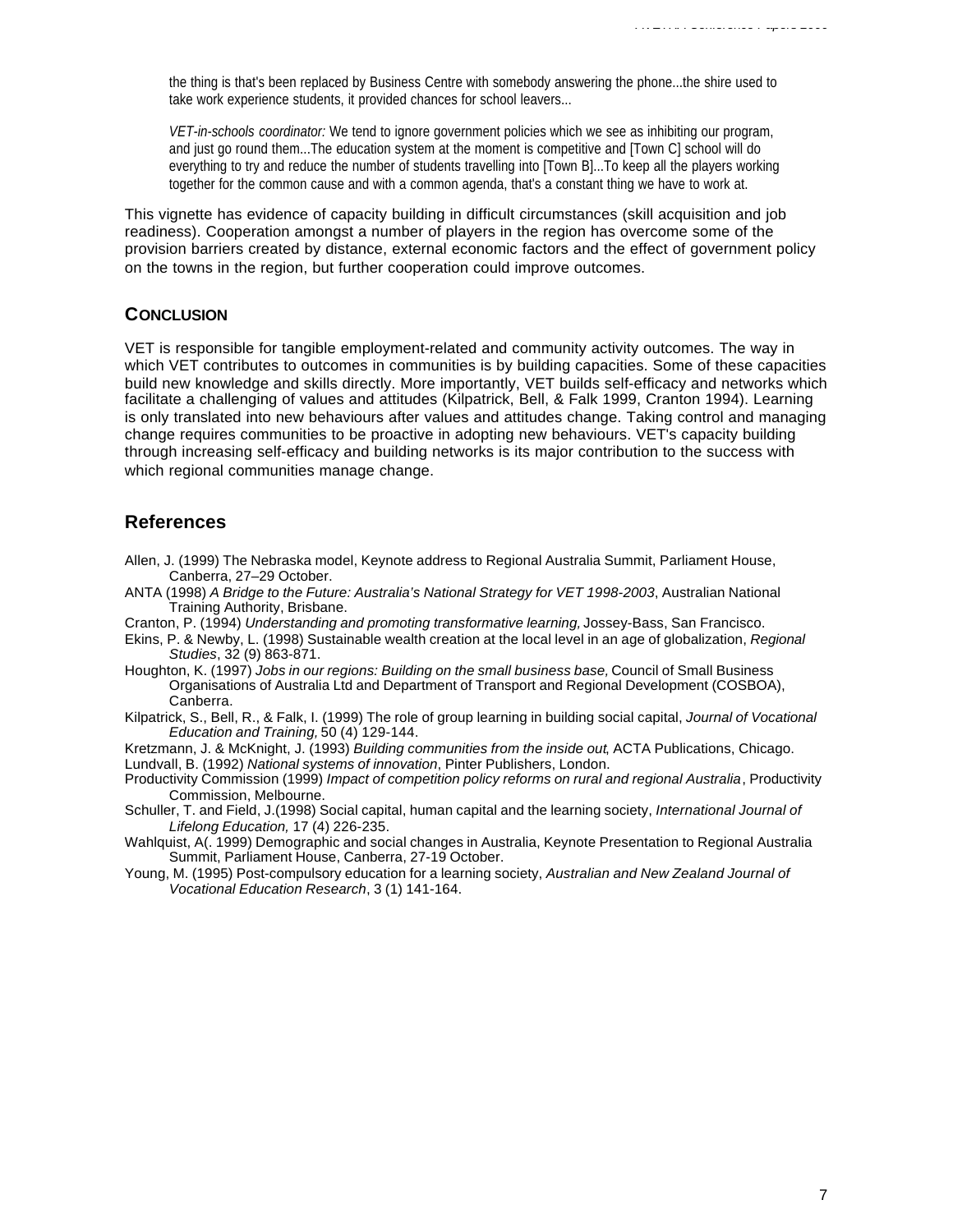the thing is that's been replaced by Business Centre with somebody answering the phone...the shire used to take work experience students, it provided chances for school leavers...

*VET-in-schools coordinator:* We tend to ignore government policies which we see as inhibiting our program, and just go round them...The education system at the moment is competitive and [Town C] school will do everything to try and reduce the number of students travelling into [Town B]...To keep all the players working together for the common cause and with a common agenda, that's a constant thing we have to work at.

This vignette has evidence of capacity building in difficult circumstances (skill acquisition and job readiness). Cooperation amongst a number of players in the region has overcome some of the provision barriers created by distance, external economic factors and the effect of government policy on the towns in the region, but further cooperation could improve outcomes.

### CONCLUSION

VET is responsible for tangible employment-related and community activity outcomes. The way in which VET contributes to outcomes in communities is by building capacities. Some of these capacities build new knowledge and skills directly. More importantly, VET builds self-efficacy and networks which facilitate a challenging of values and attitudes (Kilpatrick, Bell, & Falk 1999, Cranton 1994). Learning is only translated into new behaviours after values and attitudes change. Taking control and managing change requires communities to be proactive in adopting new behaviours. VET's capacity building through increasing self-efficacy and building networks is its major contribution to the success with which regional communities manage change.

## References

Allen, J. (1999) The Nebraska model, Keynote address to Regional Australia Summit, Parliament House, Canberra, 27–29 October.

ANTA (1998) *A Bridge to the Future: Australia's National Strategy for VET 1998-2003*, Australian National Training Authority, Brisbane.

Cranton, P. (1994) *Understanding and promoting transformative learning,* Jossey-Bass, San Francisco.

Ekins, P. & Newby, L. (1998) Sustainable wealth creation at the local level in an age of globalization, *Regional Studies*, 32 (9) 863-871.

Houghton, K. (1997) *Jobs in our regions: Building on the small business base,* Council of Small Business Organisations of Australia Ltd and Department of Transport and Regional Development (COSBOA), Canberra.

Kilpatrick, S., Bell, R., & Falk, I. (1999) The role of group learning in building social capital, *Journal of Vocational Education and Training,* 50 (4) 129-144.

Kretzmann, J. & McKnight, J. (1993) *Building communities from the inside out*, ACTA Publications, Chicago.

Lundvall, B. (1992) *National systems of innovation*, Pinter Publishers, London.

Productivity Commission (1999) *Impact of competition policy reforms on rural and regional Australia*, Productivity Commission, Melbourne.

Schuller, T. and Field, J.(1998) Social capital, human capital and the learning society, *International Journal of Lifelong Education,* 17 (4) 226-235.

Wahlquist, A(. 1999) Demographic and social changes in Australia, Keynote Presentation to Regional Australia Summit, Parliament House, Canberra, 27-19 October.

Young, M. (1995) Post-compulsory education for a learning society, *Australian and New Zealand Journal of Vocational Education Research*, 3 (1) 141-164.